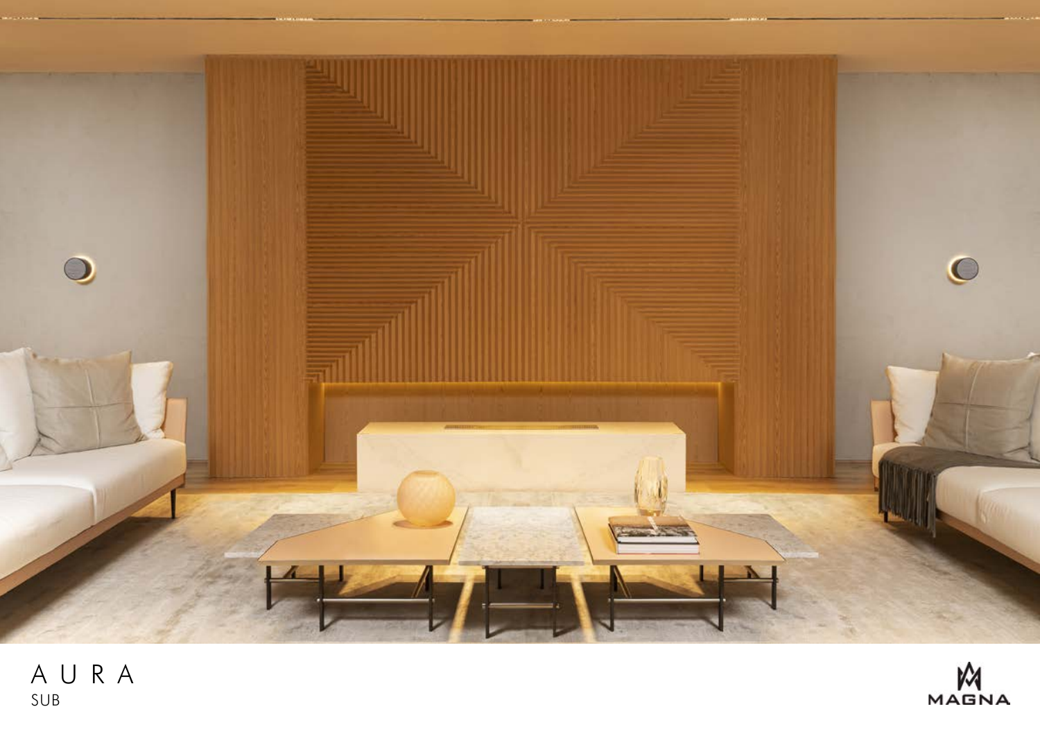A U R A

SUB

MAGNA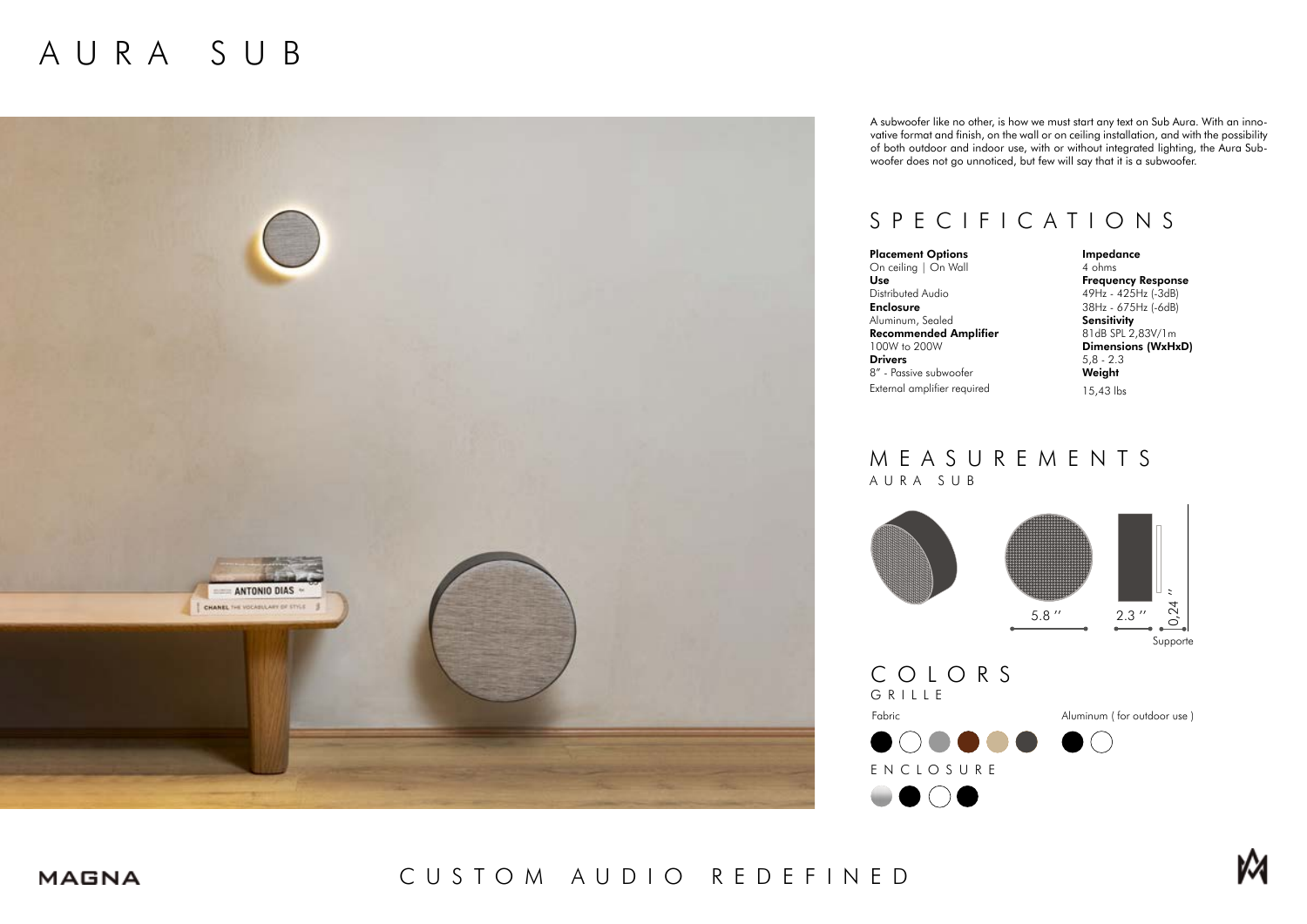# AURA SUB

A subwoofer like no other, is how we must start any text on Sub Aura. With an innovative format and finish, on the wall or on ceiling installation, and with the possibility of both outdoor and indoor use, with or without integrated lighting, the Aura Subwoofer does not go unnoticed, but few will say that it is a subwoofer.

## SPECIFICATIONS

**Placement Options**
On ceiling | On Wall

**Use**
Distributed Audio

**Enclosure**
Aluminum, Sealed

**Recommended Amplifier**
100W to 200W

**Drivers**
8" - Passive subwoofer
External amplifier required

**Impedance**
4 ohms

**Frequency Response**
49Hz - 425Hz (-3dB)
38Hz - 675Hz (-6dB)

**Sensitivity**
81dB SPL 2,83V/1m

**Dimensions (WxHxD)**
5,8 - 2.3

**Weight**
15,43 lbs

## MEASUREMENTS

AURA SUB

5.8 ''

2.3 ''

0,24 ''

Supporte

## COLORS

GRILLE

Fabric

Aluminum ( for outdoor use )

ENCLOSURE

MAGNA

CUSTOM AUDIO REDEFINED